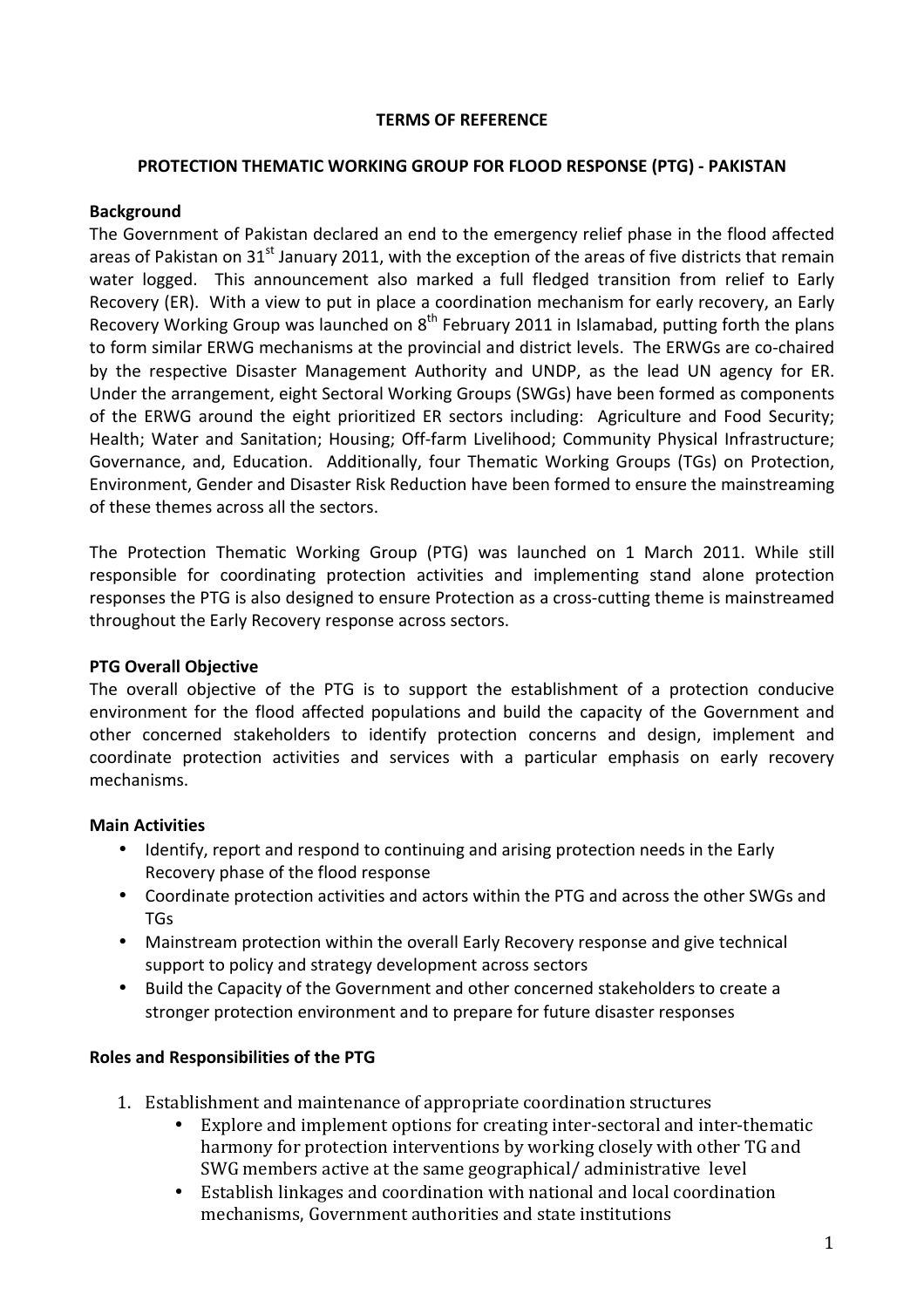**TERMS OF REFERENCE**

**PROTECTION THEMATIC WORKING GROUP FOR FLOOD RESPONSE (PTG) - PAKISTAN**

**Background**

The Government of Pakistan declared an end to the emergency relief phase in the flood affected areas of Pakistan on 31st January 2011, with the exception of the areas of five districts that remain water logged. This announcement also marked a full fledged transition from relief to Early Recovery (ER). With a view to put in place a coordination mechanism for early recovery, an Early Recovery Working Group was launched on 8th February 2011 in Islamabad, putting forth the plans to form similar ERWG mechanisms at the provincial and district levels. The ERWGs are co-chaired by the respective Disaster Management Authority and UNDP, as the lead UN agency for ER. Under the arrangement, eight Sectoral Working Groups (SWGs) have been formed as components of the ERWG around the eight prioritized ER sectors including: Agriculture and Food Security; Health; Water and Sanitation; Housing; Off-farm Livelihood; Community Physical Infrastructure; Governance, and, Education. Additionally, four Thematic Working Groups (TGs) on Protection, Environment, Gender and Disaster Risk Reduction have been formed to ensure the mainstreaming of these themes across all the sectors.

The Protection Thematic Working Group (PTG) was launched on 1 March 2011. While still responsible for coordinating protection activities and implementing stand alone protection responses the PTG is also designed to ensure Protection as a cross-cutting theme is mainstreamed throughout the Early Recovery response across sectors.

**PTG Overall Objective**

The overall objective of the PTG is to support the establishment of a protection conducive environment for the flood affected populations and build the capacity of the Government and other concerned stakeholders to identify protection concerns and design, implement and coordinate protection activities and services with a particular emphasis on early recovery mechanisms.

**Main Activities**

- Identify, report and respond to continuing and arising protection needs in the Early Recovery phase of the flood response
- Coordinate protection activities and actors within the PTG and across the other SWGs and TGs
- Mainstream protection within the overall Early Recovery response and give technical support to policy and strategy development across sectors
- Build the Capacity of the Government and other concerned stakeholders to create a stronger protection environment and to prepare for future disaster responses

**Roles and Responsibilities of the PTG**

1. Establishment and maintenance of appropriate coordination structures
    - Explore and implement options for creating inter-sectoral and inter-thematic harmony for protection interventions by working closely with other TG and SWG members active at the same geographical/ administrative level
    - Establish linkages and coordination with national and local coordination mechanisms, Government authorities and state institutions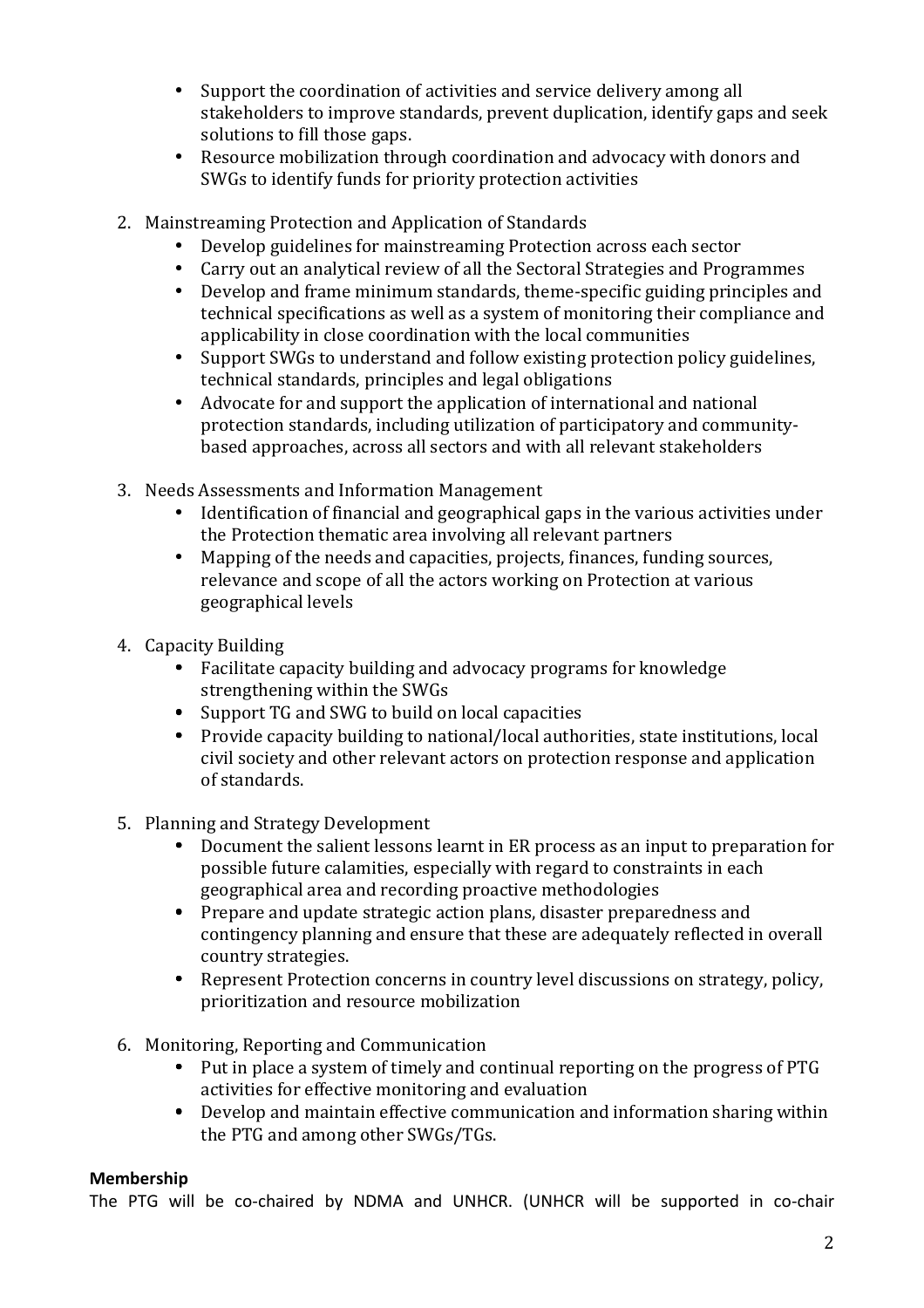- Support the coordination of activities and service delivery among all stakeholders to improve standards, prevent duplication, identify gaps and seek solutions to fill those gaps.
- Resource mobilization through coordination and advocacy with donors and SWGs to identify funds for priority protection activities

2. Mainstreaming Protection and Application of Standards
   - Develop guidelines for mainstreaming Protection across each sector
   - Carry out an analytical review of all the Sectoral Strategies and Programmes
   - Develop and frame minimum standards, theme-specific guiding principles and technical specifications as well as a system of monitoring their compliance and applicability in close coordination with the local communities
   - Support SWGs to understand and follow existing protection policy guidelines, technical standards, principles and legal obligations
   - Advocate for and support the application of international and national protection standards, including utilization of participatory and community-based approaches, across all sectors and with all relevant stakeholders

3. Needs Assessments and Information Management
   - Identification of financial and geographical gaps in the various activities under the Protection thematic area involving all relevant partners
   - Mapping of the needs and capacities, projects, finances, funding sources, relevance and scope of all the actors working on Protection at various geographical levels

4. Capacity Building
   - Facilitate capacity building and advocacy programs for knowledge strengthening within the SWGs
   - Support TG and SWG to build on local capacities
   - Provide capacity building to national/local authorities, state institutions, local civil society and other relevant actors on protection response and application of standards.

5. Planning and Strategy Development
   - Document the salient lessons learnt in ER process as an input to preparation for possible future calamities, especially with regard to constraints in each geographical area and recording proactive methodologies
   - Prepare and update strategic action plans, disaster preparedness and contingency planning and ensure that these are adequately reflected in overall country strategies.
   - Represent Protection concerns in country level discussions on strategy, policy, prioritization and resource mobilization

6. Monitoring, Reporting and Communication
   - Put in place a system of timely and continual reporting on the progress of PTG activities for effective monitoring and evaluation
   - Develop and maintain effective communication and information sharing within the PTG and among other SWGs/TGs.

**Membership**

The PTG will be co-chaired by NDMA and UNHCR. (UNHCR will be supported in co-chair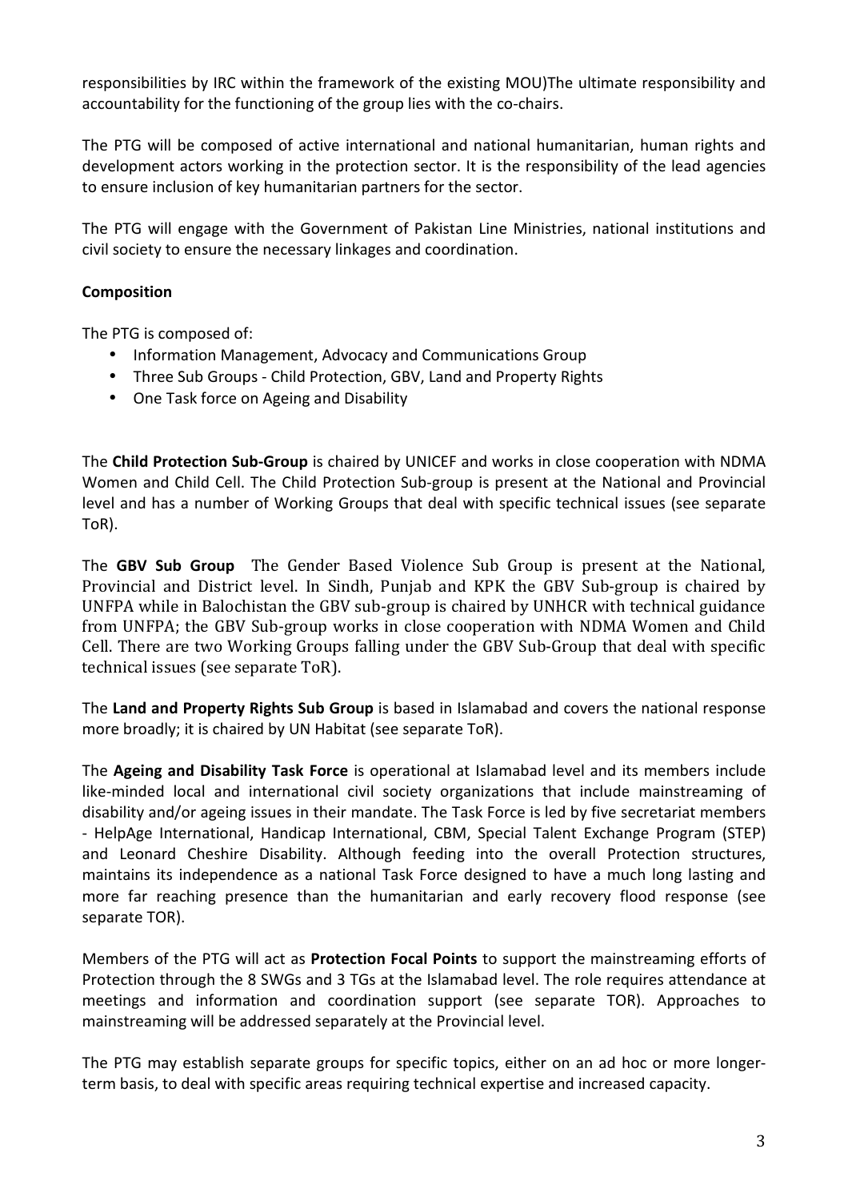responsibilities by IRC within the framework of the existing MOU)The ultimate responsibility and accountability for the functioning of the group lies with the co-chairs.

The PTG will be composed of active international and national humanitarian, human rights and development actors working in the protection sector. It is the responsibility of the lead agencies to ensure inclusion of key humanitarian partners for the sector.

The PTG will engage with the Government of Pakistan Line Ministries, national institutions and civil society to ensure the necessary linkages and coordination.

**Composition**

The PTG is composed of:

- Information Management, Advocacy and Communications Group
- Three Sub Groups - Child Protection, GBV, Land and Property Rights
- One Task force on Ageing and Disability

The **Child Protection Sub-Group** is chaired by UNICEF and works in close cooperation with NDMA Women and Child Cell. The Child Protection Sub-group is present at the National and Provincial level and has a number of Working Groups that deal with specific technical issues (see separate ToR).

The **GBV Sub Group** The Gender Based Violence Sub Group is present at the National, Provincial and District level. In Sindh, Punjab and KPK the GBV Sub-group is chaired by UNFPA while in Balochistan the GBV sub-group is chaired by UNHCR with technical guidance from UNFPA; the GBV Sub-group works in close cooperation with NDMA Women and Child Cell. There are two Working Groups falling under the GBV Sub-Group that deal with specific technical issues (see separate ToR).

The **Land and Property Rights Sub Group** is based in Islamabad and covers the national response more broadly; it is chaired by UN Habitat (see separate ToR).

The **Ageing and Disability Task Force** is operational at Islamabad level and its members include like-minded local and international civil society organizations that include mainstreaming of disability and/or ageing issues in their mandate. The Task Force is led by five secretariat members - HelpAge International, Handicap International, CBM, Special Talent Exchange Program (STEP) and Leonard Cheshire Disability. Although feeding into the overall Protection structures, maintains its independence as a national Task Force designed to have a much long lasting and more far reaching presence than the humanitarian and early recovery flood response (see separate TOR).

Members of the PTG will act as **Protection Focal Points** to support the mainstreaming efforts of Protection through the 8 SWGs and 3 TGs at the Islamabad level. The role requires attendance at meetings and information and coordination support (see separate TOR). Approaches to mainstreaming will be addressed separately at the Provincial level.

The PTG may establish separate groups for specific topics, either on an ad hoc or more longer-term basis, to deal with specific areas requiring technical expertise and increased capacity.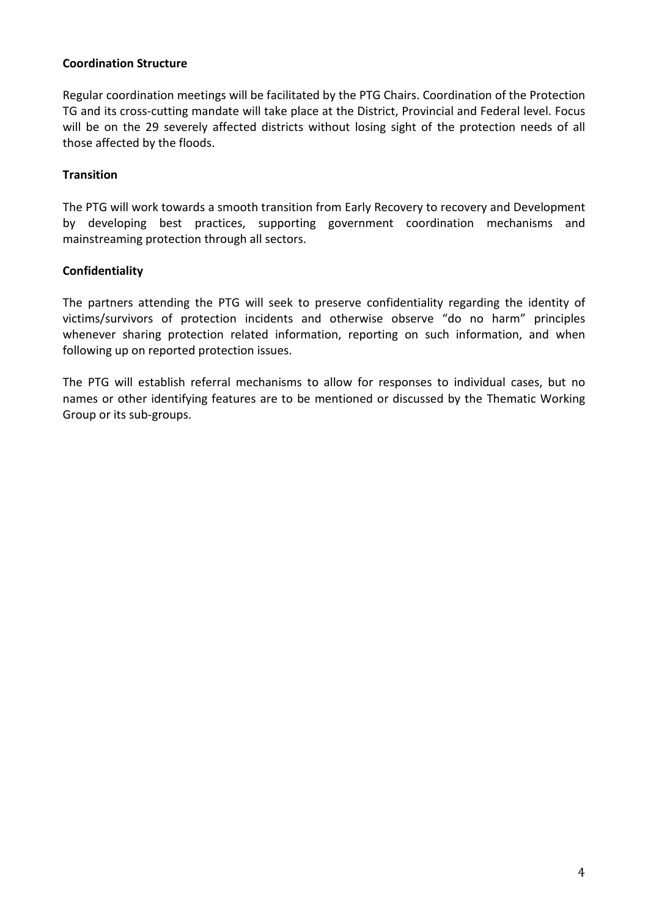**Coordination Structure**

Regular coordination meetings will be facilitated by the PTG Chairs. Coordination of the Protection TG and its cross-cutting mandate will take place at the District, Provincial and Federal level. Focus will be on the 29 severely affected districts without losing sight of the protection needs of all those affected by the floods.

**Transition**

The PTG will work towards a smooth transition from Early Recovery to recovery and Development by developing best practices, supporting government coordination mechanisms and mainstreaming protection through all sectors.

**Confidentiality**

The partners attending the PTG will seek to preserve confidentiality regarding the identity of victims/survivors of protection incidents and otherwise observe "do no harm" principles whenever sharing protection related information, reporting on such information, and when following up on reported protection issues.

The PTG will establish referral mechanisms to allow for responses to individual cases, but no names or other identifying features are to be mentioned or discussed by the Thematic Working Group or its sub-groups.